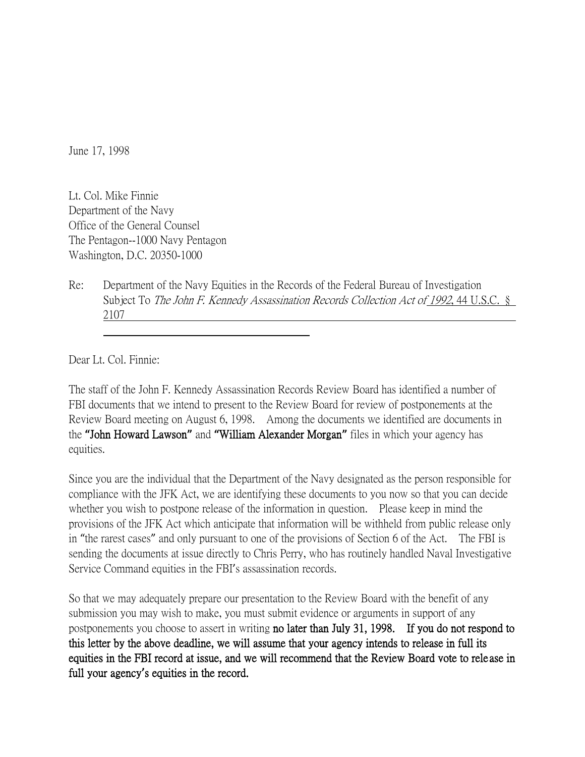June 17, 1998

Lt. Col. Mike Finnie
Department of the Navy
Office of the General Counsel
The Pentagon--1000 Navy Pentagon
Washington, D.C. 20350-1000

Re: Department of the Navy Equities in the Records of the Federal Bureau of Investigation Subject To *The John F. Kennedy Assassination Records Collection Act of 1992*, 44 U.S.C. § 2107

Dear Lt. Col. Finnie:

The staff of the John F. Kennedy Assassination Records Review Board has identified a number of FBI documents that we intend to present to the Review Board for review of postponements at the Review Board meeting on August 6, 1998. Among the documents we identified are documents in the **"John Howard Lawson"** and **"William Alexander Morgan"** files in which your agency has equities.

Since you are the individual that the Department of the Navy designated as the person responsible for compliance with the JFK Act, we are identifying these documents to you now so that you can decide whether you wish to postpone release of the information in question. Please keep in mind the provisions of the JFK Act which anticipate that information will be withheld from public release only in "the rarest cases" and only pursuant to one of the provisions of Section 6 of the Act. The FBI is sending the documents at issue directly to Chris Perry, who has routinely handled Naval Investigative Service Command equities in the FBI's assassination records.

So that we may adequately prepare our presentation to the Review Board with the benefit of any submission you may wish to make, you must submit evidence or arguments in support of any postponements you choose to assert in writing **no later than July 31, 1998. If you do not respond to this letter by the above deadline, we will assume that your agency intends to release in full its equities in the FBI record at issue, and we will recommend that the Review Board vote to release in full your agency's equities in the record.**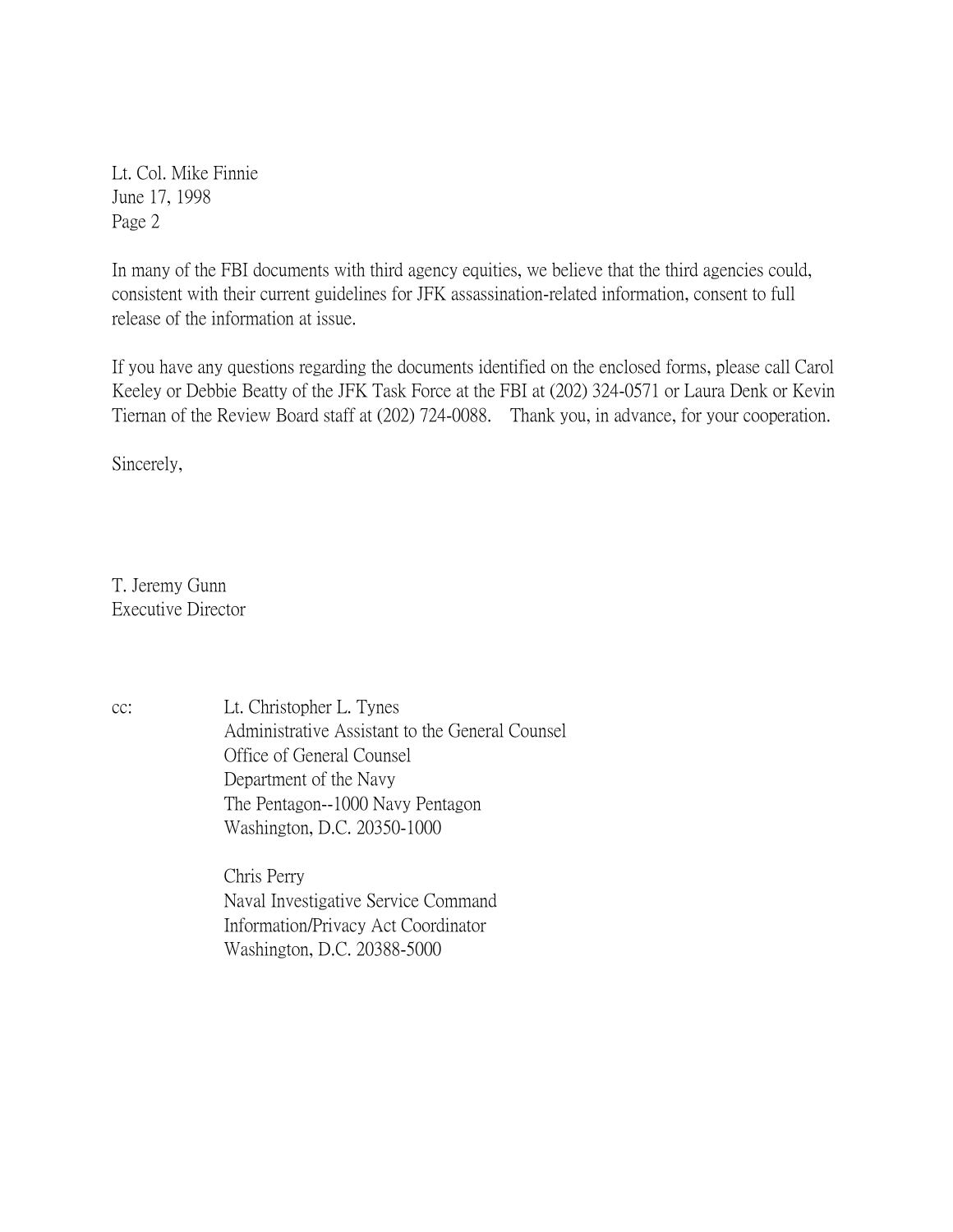Lt. Col. Mike Finnie
June 17, 1998
Page 2

In many of the FBI documents with third agency equities, we believe that the third agencies could, consistent with their current guidelines for JFK assassination-related information, consent to full release of the information at issue.

If you have any questions regarding the documents identified on the enclosed forms, please call Carol Keeley or Debbie Beatty of the JFK Task Force at the FBI at (202) 324-0571 or Laura Denk or Kevin Tiernan of the Review Board staff at (202) 724-0088. Thank you, in advance, for your cooperation.

Sincerely,

T. Jeremy Gunn
Executive Director

cc: Lt. Christopher L. Tynes
Administrative Assistant to the General Counsel
Office of General Counsel
Department of the Navy
The Pentagon--1000 Navy Pentagon
Washington, D.C. 20350-1000

Chris Perry
Naval Investigative Service Command
Information/Privacy Act Coordinator
Washington, D.C. 20388-5000